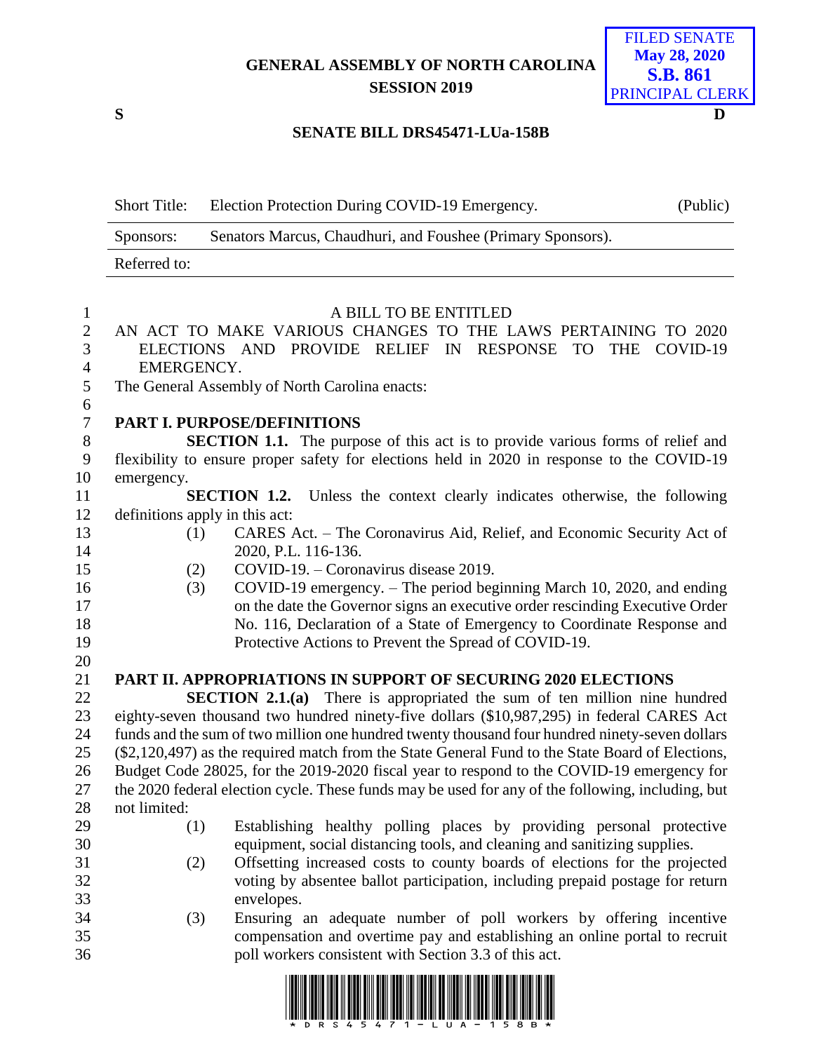GENERAL ASSEMBLY OF NORTH CAROLINA
SESSION 2019

FILED SENATE
May 28, 2020
S.B. 861
PRINCIPAL CLERK

S D

**SENATE BILL DRS45471-LUa-158B**

| Short Title: | Election Protection During COVID-19 Emergency. | (Public) |
|---|---|---|
| Sponsors: | Senators Marcus, Chaudhuri, and Foushee (Primary Sponsors). | |
| Referred to: | | |

A BILL TO BE ENTITLED

AN ACT TO MAKE VARIOUS CHANGES TO THE LAWS PERTAINING TO 2020 ELECTIONS AND PROVIDE RELIEF IN RESPONSE TO THE COVID-19 EMERGENCY.

The General Assembly of North Carolina enacts:

**PART I. PURPOSE/DEFINITIONS**

**SECTION 1.1.** The purpose of this act is to provide various forms of relief and flexibility to ensure proper safety for elections held in 2020 in response to the COVID-19 emergency.

**SECTION 1.2.** Unless the context clearly indicates otherwise, the following definitions apply in this act:

(1) CARES Act. – The Coronavirus Aid, Relief, and Economic Security Act of 2020, P.L. 116-136.

(2) COVID-19. – Coronavirus disease 2019.

(3) COVID-19 emergency. – The period beginning March 10, 2020, and ending on the date the Governor signs an executive order rescinding Executive Order No. 116, Declaration of a State of Emergency to Coordinate Response and Protective Actions to Prevent the Spread of COVID-19.

**PART II. APPROPRIATIONS IN SUPPORT OF SECURING 2020 ELECTIONS**

**SECTION 2.1.(a)** There is appropriated the sum of ten million nine hundred eighty-seven thousand two hundred ninety-five dollars ($10,987,295) in federal CARES Act funds and the sum of two million one hundred twenty thousand four hundred ninety-seven dollars ($2,120,497) as the required match from the State General Fund to the State Board of Elections, Budget Code 28025, for the 2019-2020 fiscal year to respond to the COVID-19 emergency for the 2020 federal election cycle. These funds may be used for any of the following, including, but not limited:

(1) Establishing healthy polling places by providing personal protective equipment, social distancing tools, and cleaning and sanitizing supplies.

(2) Offsetting increased costs to county boards of elections for the projected voting by absentee ballot participation, including prepaid postage for return envelopes.

(3) Ensuring an adequate number of poll workers by offering incentive compensation and overtime pay and establishing an online portal to recruit poll workers consistent with Section 3.3 of this act.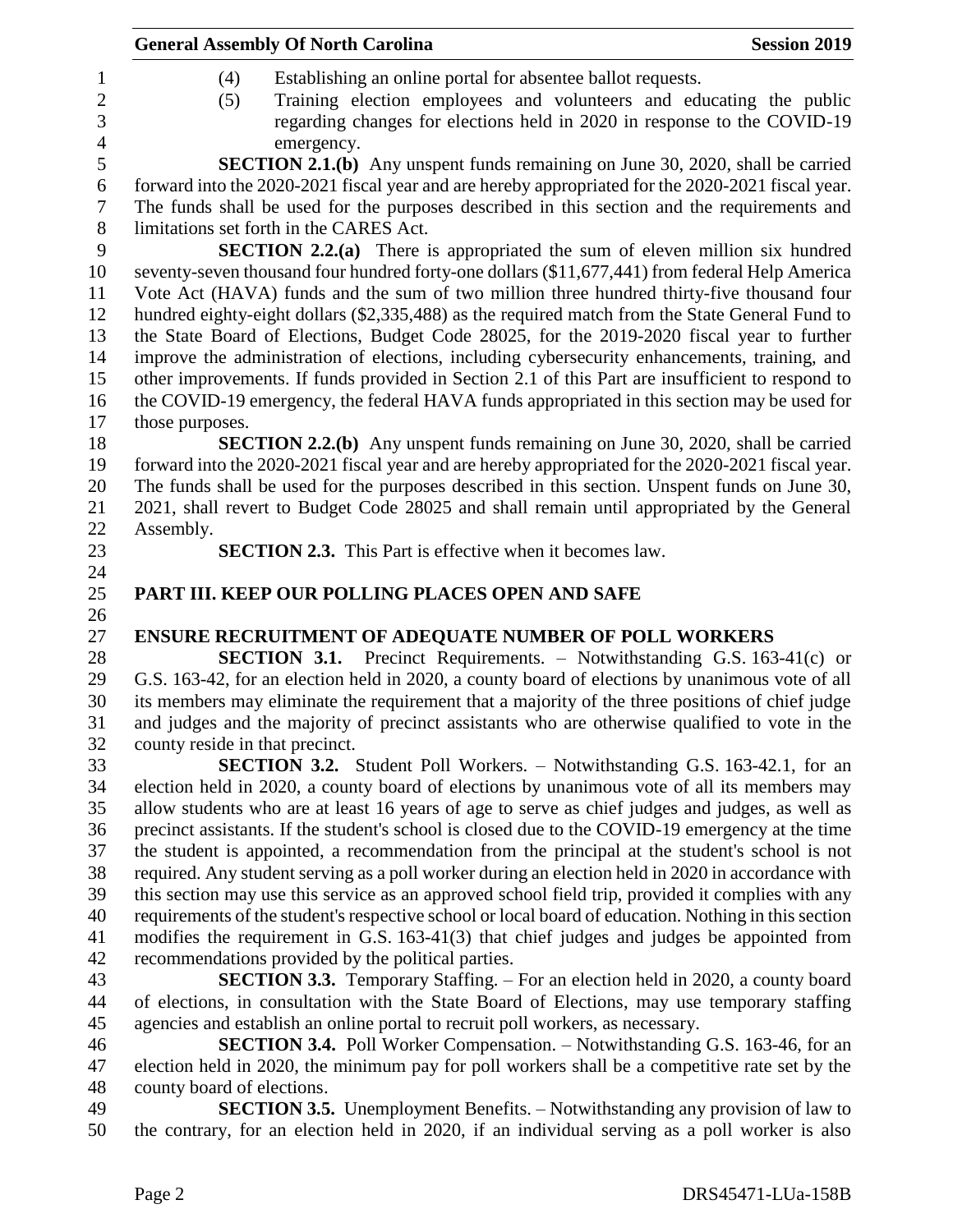(4) Establishing an online portal for absentee ballot requests.

(5) Training election employees and volunteers and educating the public regarding changes for elections held in 2020 in response to the COVID-19 emergency.

**SECTION 2.1.(b)** Any unspent funds remaining on June 30, 2020, shall be carried forward into the 2020-2021 fiscal year and are hereby appropriated for the 2020-2021 fiscal year. The funds shall be used for the purposes described in this section and the requirements and limitations set forth in the CARES Act.

**SECTION 2.2.(a)** There is appropriated the sum of eleven million six hundred seventy-seven thousand four hundred forty-one dollars ($11,677,441) from federal Help America Vote Act (HAVA) funds and the sum of two million three hundred thirty-five thousand four hundred eighty-eight dollars ($2,335,488) as the required match from the State General Fund to the State Board of Elections, Budget Code 28025, for the 2019-2020 fiscal year to further improve the administration of elections, including cybersecurity enhancements, training, and other improvements. If funds provided in Section 2.1 of this Part are insufficient to respond to the COVID-19 emergency, the federal HAVA funds appropriated in this section may be used for those purposes.

**SECTION 2.2.(b)** Any unspent funds remaining on June 30, 2020, shall be carried forward into the 2020-2021 fiscal year and are hereby appropriated for the 2020-2021 fiscal year. The funds shall be used for the purposes described in this section. Unspent funds on June 30, 2021, shall revert to Budget Code 28025 and shall remain until appropriated by the General Assembly.

**SECTION 2.3.** This Part is effective when it becomes law.

## PART III. KEEP OUR POLLING PLACES OPEN AND SAFE

### ENSURE RECRUITMENT OF ADEQUATE NUMBER OF POLL WORKERS

**SECTION 3.1.** Precinct Requirements. – Notwithstanding G.S. 163-41(c) or G.S. 163-42, for an election held in 2020, a county board of elections by unanimous vote of all its members may eliminate the requirement that a majority of the three positions of chief judge and judges and the majority of precinct assistants who are otherwise qualified to vote in the county reside in that precinct.

**SECTION 3.2.** Student Poll Workers. – Notwithstanding G.S. 163-42.1, for an election held in 2020, a county board of elections by unanimous vote of all its members may allow students who are at least 16 years of age to serve as chief judges and judges, as well as precinct assistants. If the student's school is closed due to the COVID-19 emergency at the time the student is appointed, a recommendation from the principal at the student's school is not required. Any student serving as a poll worker during an election held in 2020 in accordance with this section may use this service as an approved school field trip, provided it complies with any requirements of the student's respective school or local board of education. Nothing in this section modifies the requirement in G.S. 163-41(3) that chief judges and judges be appointed from recommendations provided by the political parties.

**SECTION 3.3.** Temporary Staffing. – For an election held in 2020, a county board of elections, in consultation with the State Board of Elections, may use temporary staffing agencies and establish an online portal to recruit poll workers, as necessary.

**SECTION 3.4.** Poll Worker Compensation. – Notwithstanding G.S. 163-46, for an election held in 2020, the minimum pay for poll workers shall be a competitive rate set by the county board of elections.

**SECTION 3.5.** Unemployment Benefits. – Notwithstanding any provision of law to the contrary, for an election held in 2020, if an individual serving as a poll worker is also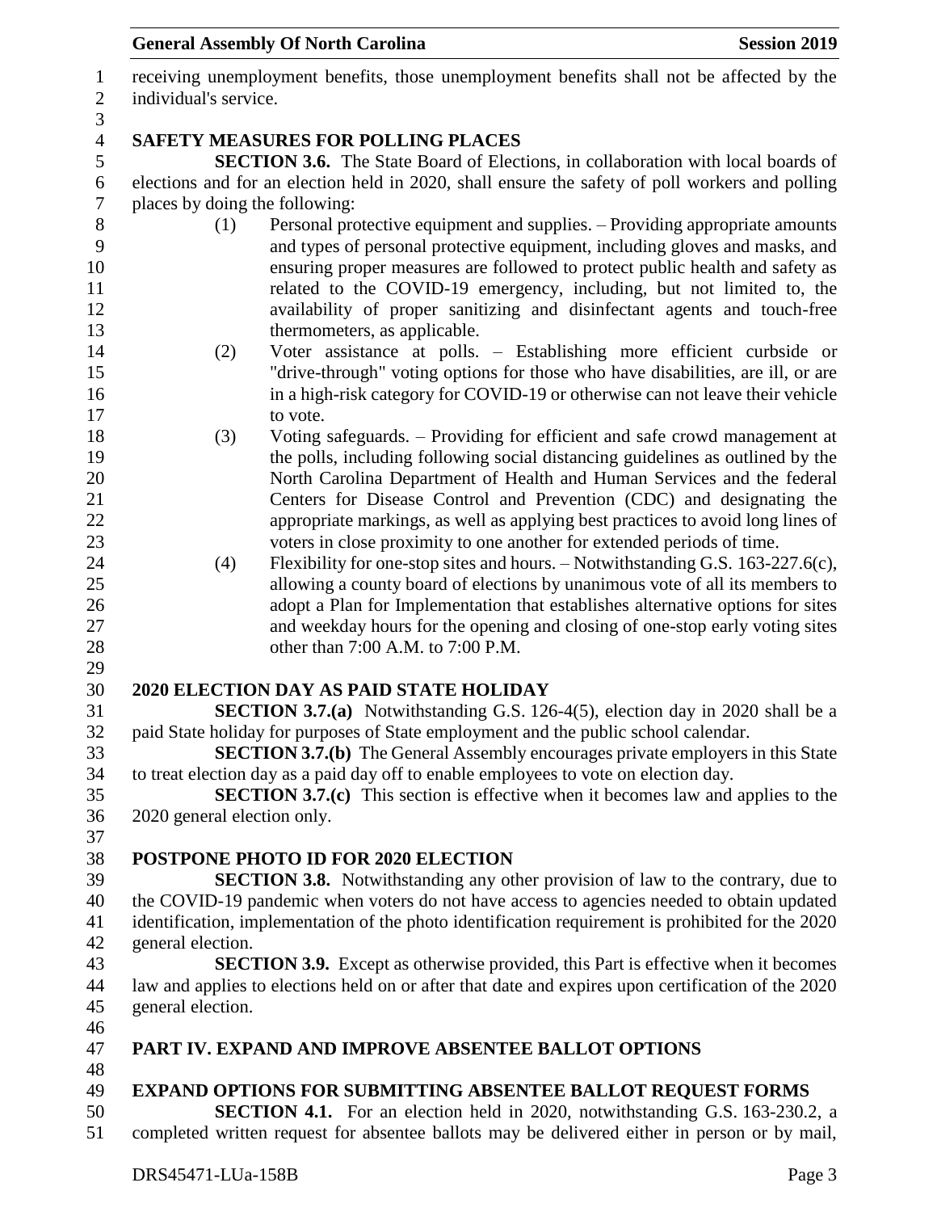receiving unemployment benefits, those unemployment benefits shall not be affected by the individual's service.

**SAFETY MEASURES FOR POLLING PLACES**

**SECTION 3.6.** The State Board of Elections, in collaboration with local boards of elections and for an election held in 2020, shall ensure the safety of poll workers and polling places by doing the following:

(1) Personal protective equipment and supplies. – Providing appropriate amounts and types of personal protective equipment, including gloves and masks, and ensuring proper measures are followed to protect public health and safety as related to the COVID-19 emergency, including, but not limited to, the availability of proper sanitizing and disinfectant agents and touch-free thermometers, as applicable.

(2) Voter assistance at polls. – Establishing more efficient curbside or "drive-through" voting options for those who have disabilities, are ill, or are in a high-risk category for COVID-19 or otherwise can not leave their vehicle to vote.

(3) Voting safeguards. – Providing for efficient and safe crowd management at the polls, including following social distancing guidelines as outlined by the North Carolina Department of Health and Human Services and the federal Centers for Disease Control and Prevention (CDC) and designating the appropriate markings, as well as applying best practices to avoid long lines of voters in close proximity to one another for extended periods of time.

(4) Flexibility for one-stop sites and hours. – Notwithstanding G.S. 163-227.6(c), allowing a county board of elections by unanimous vote of all its members to adopt a Plan for Implementation that establishes alternative options for sites and weekday hours for the opening and closing of one-stop early voting sites other than 7:00 A.M. to 7:00 P.M.

**2020 ELECTION DAY AS PAID STATE HOLIDAY**

**SECTION 3.7.(a)** Notwithstanding G.S. 126-4(5), election day in 2020 shall be a paid State holiday for purposes of State employment and the public school calendar.

**SECTION 3.7.(b)** The General Assembly encourages private employers in this State to treat election day as a paid day off to enable employees to vote on election day.

**SECTION 3.7.(c)** This section is effective when it becomes law and applies to the 2020 general election only.

**POSTPONE PHOTO ID FOR 2020 ELECTION**

**SECTION 3.8.** Notwithstanding any other provision of law to the contrary, due to the COVID-19 pandemic when voters do not have access to agencies needed to obtain updated identification, implementation of the photo identification requirement is prohibited for the 2020 general election.

**SECTION 3.9.** Except as otherwise provided, this Part is effective when it becomes law and applies to elections held on or after that date and expires upon certification of the 2020 general election.

## PART IV. EXPAND AND IMPROVE ABSENTEE BALLOT OPTIONS

**EXPAND OPTIONS FOR SUBMITTING ABSENTEE BALLOT REQUEST FORMS**

**SECTION 4.1.** For an election held in 2020, notwithstanding G.S. 163-230.2, a completed written request for absentee ballots may be delivered either in person or by mail,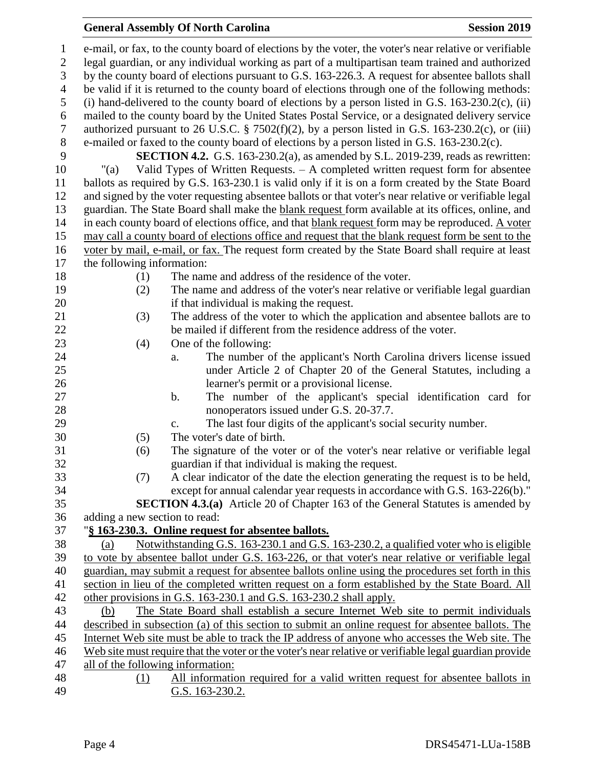e-mail, or fax, to the county board of elections by the voter, the voter's near relative or verifiable legal guardian, or any individual working as part of a multipartisan team trained and authorized by the county board of elections pursuant to G.S. 163-226.3. A request for absentee ballots shall be valid if it is returned to the county board of elections through one of the following methods: (i) hand-delivered to the county board of elections by a person listed in G.S. 163-230.2(c), (ii) mailed to the county board by the United States Postal Service, or a designated delivery service authorized pursuant to 26 U.S.C. § 7502(f)(2), by a person listed in G.S. 163-230.2(c), or (iii) e-mailed or faxed to the county board of elections by a person listed in G.S. 163-230.2(c).

**SECTION 4.2.** G.S. 163-230.2(a), as amended by S.L. 2019-239, reads as rewritten:

"(a) Valid Types of Written Requests. – A completed written request form for absentee ballots as required by G.S. 163-230.1 is valid only if it is on a form created by the State Board and signed by the voter requesting absentee ballots or that voter's near relative or verifiable legal guardian. The State Board shall make the <u>blank request</u> form available at its offices, online, and in each county board of elections office, and that <u>blank request</u> form may be reproduced. <u>A voter may call a county board of elections office and request that the blank request form be sent to the voter by mail, e-mail, or fax.</u> The request form created by the State Board shall require at least the following information:

(1) The name and address of the residence of the voter.

(2) The name and address of the voter's near relative or verifiable legal guardian if that individual is making the request.

(3) The address of the voter to which the application and absentee ballots are to be mailed if different from the residence address of the voter.

(4) One of the following:

a. The number of the applicant's North Carolina drivers license issued under Article 2 of Chapter 20 of the General Statutes, including a learner's permit or a provisional license.

b. The number of the applicant's special identification card for nonoperators issued under G.S. 20-37.7.

c. The last four digits of the applicant's social security number.

(5) The voter's date of birth.

(6) The signature of the voter or of the voter's near relative or verifiable legal guardian if that individual is making the request.

(7) A clear indicator of the date the election generating the request is to be held, except for annual calendar year requests in accordance with G.S. 163-226(b)."

**SECTION 4.3.(a)** Article 20 of Chapter 163 of the General Statutes is amended by adding a new section to read:

"**<u>§ 163-230.3. Online request for absentee ballots.</u>**

<u>(a) Notwithstanding G.S. 163-230.1 and G.S. 163-230.2, a qualified voter who is eligible to vote by absentee ballot under G.S. 163-226, or that voter's near relative or verifiable legal guardian, may submit a request for absentee ballots online using the procedures set forth in this section in lieu of the completed written request on a form established by the State Board. All other provisions in G.S. 163-230.1 and G.S. 163-230.2 shall apply.</u>

<u>(b) The State Board shall establish a secure Internet Web site to permit individuals described in subsection (a) of this section to submit an online request for absentee ballots. The Internet Web site must be able to track the IP address of anyone who accesses the Web site. The Web site must require that the voter or the voter's near relative or verifiable legal guardian provide all of the following information:</u>

<u>(1) All information required for a valid written request for absentee ballots in G.S. 163-230.2.</u>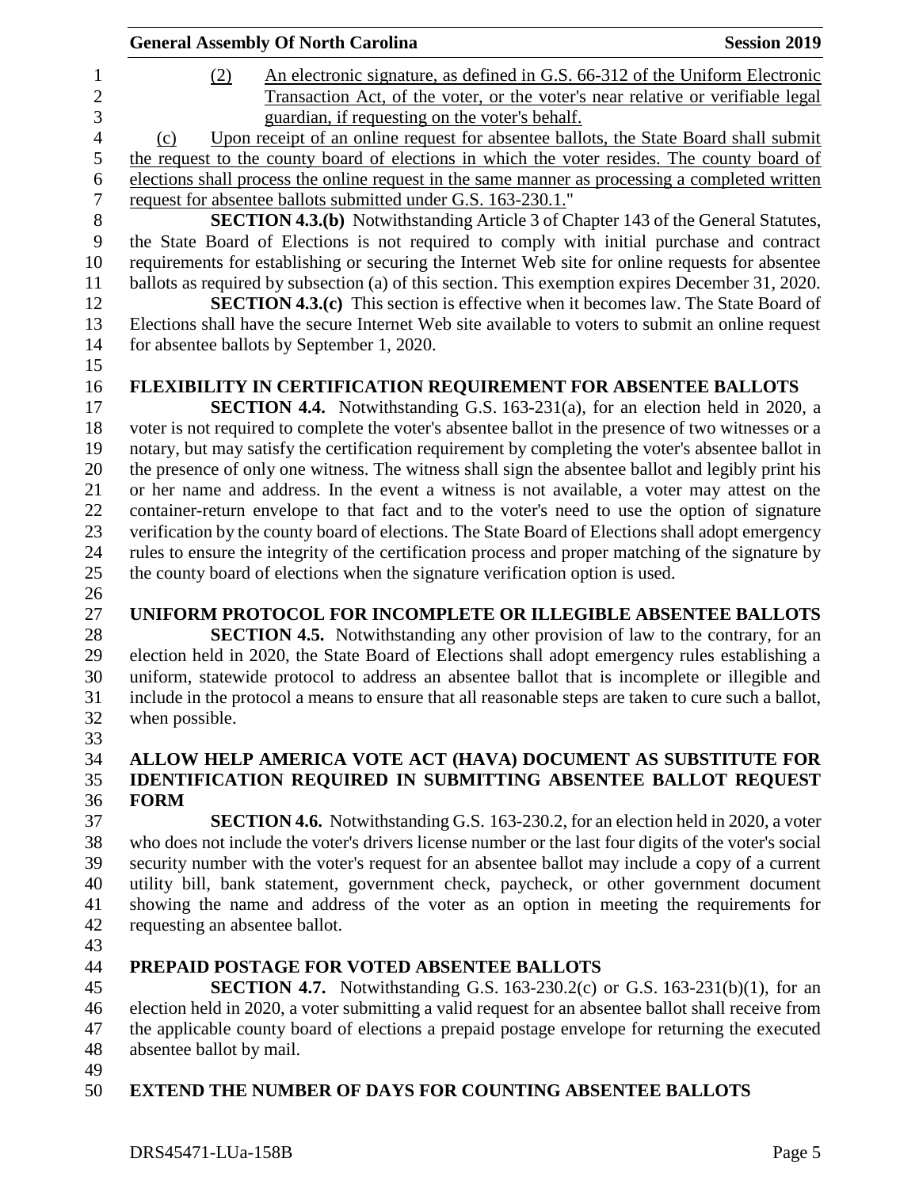(2) An electronic signature, as defined in G.S. 66-312 of the Uniform Electronic Transaction Act, of the voter, or the voter's near relative or verifiable legal guardian, if requesting on the voter's behalf.

(c) Upon receipt of an online request for absentee ballots, the State Board shall submit the request to the county board of elections in which the voter resides. The county board of elections shall process the online request in the same manner as processing a completed written request for absentee ballots submitted under G.S. 163-230.1."

**SECTION 4.3.(b)** Notwithstanding Article 3 of Chapter 143 of the General Statutes, the State Board of Elections is not required to comply with initial purchase and contract requirements for establishing or securing the Internet Web site for online requests for absentee ballots as required by subsection (a) of this section. This exemption expires December 31, 2020.

**SECTION 4.3.(c)** This section is effective when it becomes law. The State Board of Elections shall have the secure Internet Web site available to voters to submit an online request for absentee ballots by September 1, 2020.

**FLEXIBILITY IN CERTIFICATION REQUIREMENT FOR ABSENTEE BALLOTS**

**SECTION 4.4.** Notwithstanding G.S. 163-231(a), for an election held in 2020, a voter is not required to complete the voter's absentee ballot in the presence of two witnesses or a notary, but may satisfy the certification requirement by completing the voter's absentee ballot in the presence of only one witness. The witness shall sign the absentee ballot and legibly print his or her name and address. In the event a witness is not available, a voter may attest on the container-return envelope to that fact and to the voter's need to use the option of signature verification by the county board of elections. The State Board of Elections shall adopt emergency rules to ensure the integrity of the certification process and proper matching of the signature by the county board of elections when the signature verification option is used.

**UNIFORM PROTOCOL FOR INCOMPLETE OR ILLEGIBLE ABSENTEE BALLOTS**

**SECTION 4.5.** Notwithstanding any other provision of law to the contrary, for an election held in 2020, the State Board of Elections shall adopt emergency rules establishing a uniform, statewide protocol to address an absentee ballot that is incomplete or illegible and include in the protocol a means to ensure that all reasonable steps are taken to cure such a ballot, when possible.

**ALLOW HELP AMERICA VOTE ACT (HAVA) DOCUMENT AS SUBSTITUTE FOR IDENTIFICATION REQUIRED IN SUBMITTING ABSENTEE BALLOT REQUEST FORM**

**SECTION 4.6.** Notwithstanding G.S. 163-230.2, for an election held in 2020, a voter who does not include the voter's drivers license number or the last four digits of the voter's social security number with the voter's request for an absentee ballot may include a copy of a current utility bill, bank statement, government check, paycheck, or other government document showing the name and address of the voter as an option in meeting the requirements for requesting an absentee ballot.

**PREPAID POSTAGE FOR VOTED ABSENTEE BALLOTS**

**SECTION 4.7.** Notwithstanding G.S. 163-230.2(c) or G.S. 163-231(b)(1), for an election held in 2020, a voter submitting a valid request for an absentee ballot shall receive from the applicable county board of elections a prepaid postage envelope for returning the executed absentee ballot by mail.

**EXTEND THE NUMBER OF DAYS FOR COUNTING ABSENTEE BALLOTS**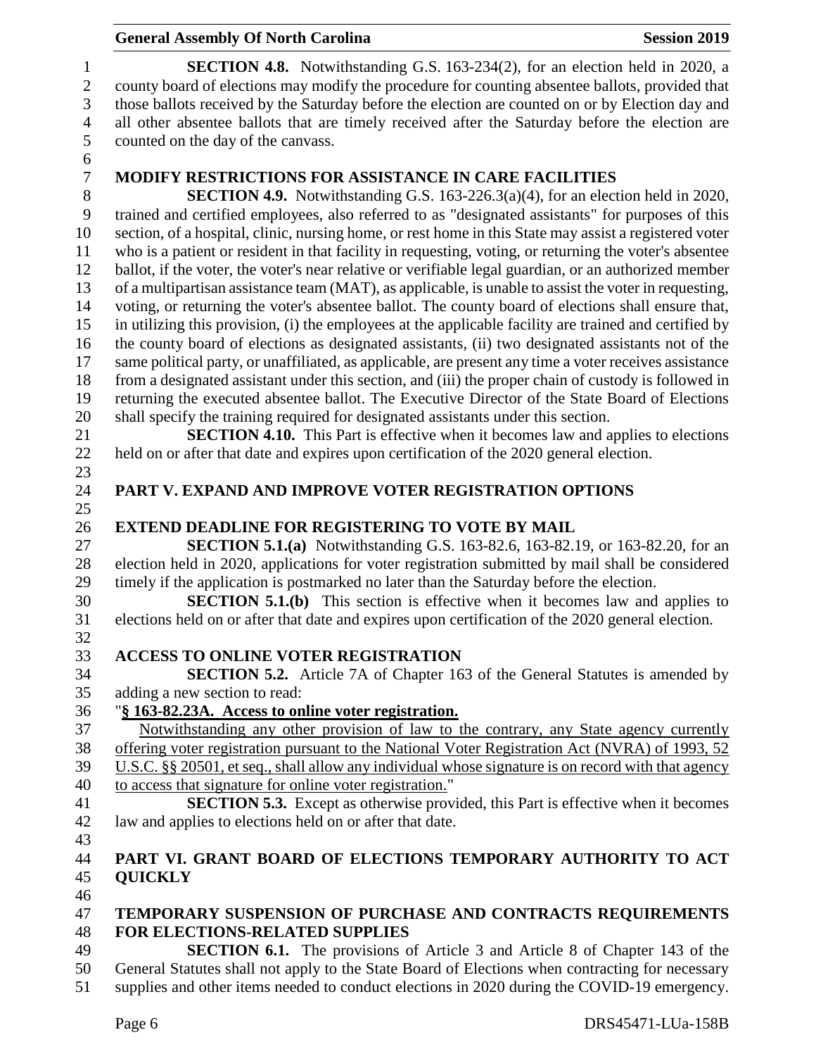**SECTION 4.8.** Notwithstanding G.S. 163-234(2), for an election held in 2020, a county board of elections may modify the procedure for counting absentee ballots, provided that those ballots received by the Saturday before the election are counted on or by Election day and all other absentee ballots that are timely received after the Saturday before the election are counted on the day of the canvass.

### MODIFY RESTRICTIONS FOR ASSISTANCE IN CARE FACILITIES

**SECTION 4.9.** Notwithstanding G.S. 163-226.3(a)(4), for an election held in 2020, trained and certified employees, also referred to as "designated assistants" for purposes of this section, of a hospital, clinic, nursing home, or rest home in this State may assist a registered voter who is a patient or resident in that facility in requesting, voting, or returning the voter's absentee ballot, if the voter, the voter's near relative or verifiable legal guardian, or an authorized member of a multipartisan assistance team (MAT), as applicable, is unable to assist the voter in requesting, voting, or returning the voter's absentee ballot. The county board of elections shall ensure that, in utilizing this provision, (i) the employees at the applicable facility are trained and certified by the county board of elections as designated assistants, (ii) two designated assistants not of the same political party, or unaffiliated, as applicable, are present any time a voter receives assistance from a designated assistant under this section, and (iii) the proper chain of custody is followed in returning the executed absentee ballot. The Executive Director of the State Board of Elections shall specify the training required for designated assistants under this section.

**SECTION 4.10.** This Part is effective when it becomes law and applies to elections held on or after that date and expires upon certification of the 2020 general election.

## PART V. EXPAND AND IMPROVE VOTER REGISTRATION OPTIONS

### EXTEND DEADLINE FOR REGISTERING TO VOTE BY MAIL

**SECTION 5.1.(a)** Notwithstanding G.S. 163-82.6, 163-82.19, or 163-82.20, for an election held in 2020, applications for voter registration submitted by mail shall be considered timely if the application is postmarked no later than the Saturday before the election.

**SECTION 5.1.(b)** This section is effective when it becomes law and applies to elections held on or after that date and expires upon certification of the 2020 general election.

### ACCESS TO ONLINE VOTER REGISTRATION

**SECTION 5.2.** Article 7A of Chapter 163 of the General Statutes is amended by adding a new section to read:

"**<u>§ 163-82.23A. Access to online voter registration.</u>**

<u>Notwithstanding any other provision of law to the contrary, any State agency currently offering voter registration pursuant to the National Voter Registration Act (NVRA) of 1993, 52 U.S.C. §§ 20501, et seq., shall allow any individual whose signature is on record with that agency to access that signature for online voter registration.</u>"

**SECTION 5.3.** Except as otherwise provided, this Part is effective when it becomes law and applies to elections held on or after that date.

## PART VI. GRANT BOARD OF ELECTIONS TEMPORARY AUTHORITY TO ACT QUICKLY

### TEMPORARY SUSPENSION OF PURCHASE AND CONTRACTS REQUIREMENTS FOR ELECTIONS-RELATED SUPPLIES

**SECTION 6.1.** The provisions of Article 3 and Article 8 of Chapter 143 of the General Statutes shall not apply to the State Board of Elections when contracting for necessary supplies and other items needed to conduct elections in 2020 during the COVID-19 emergency.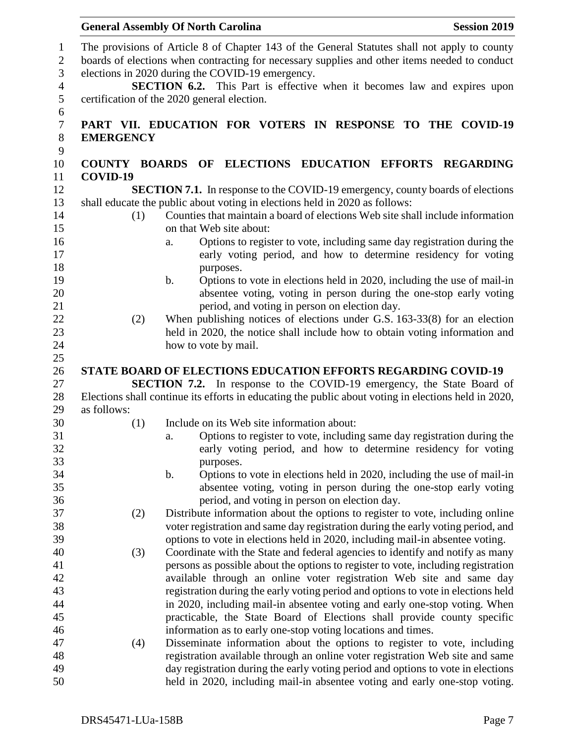The provisions of Article 8 of Chapter 143 of the General Statutes shall not apply to county boards of elections when contracting for necessary supplies and other items needed to conduct elections in 2020 during the COVID-19 emergency.

**SECTION 6.2.** This Part is effective when it becomes law and expires upon certification of the 2020 general election.

## PART VII. EDUCATION FOR VOTERS IN RESPONSE TO THE COVID-19 EMERGENCY

### COUNTY BOARDS OF ELECTIONS EDUCATION EFFORTS REGARDING COVID-19

**SECTION 7.1.** In response to the COVID-19 emergency, county boards of elections shall educate the public about voting in elections held in 2020 as follows:

(1) Counties that maintain a board of elections Web site shall include information on that Web site about:

   a. Options to register to vote, including same day registration during the early voting period, and how to determine residency for voting purposes.

   b. Options to vote in elections held in 2020, including the use of mail-in absentee voting, voting in person during the one-stop early voting period, and voting in person on election day.

(2) When publishing notices of elections under G.S. 163-33(8) for an election held in 2020, the notice shall include how to obtain voting information and how to vote by mail.

### STATE BOARD OF ELECTIONS EDUCATION EFFORTS REGARDING COVID-19

**SECTION 7.2.** In response to the COVID-19 emergency, the State Board of Elections shall continue its efforts in educating the public about voting in elections held in 2020, as follows:

(1) Include on its Web site information about:

   a. Options to register to vote, including same day registration during the early voting period, and how to determine residency for voting purposes.

   b. Options to vote in elections held in 2020, including the use of mail-in absentee voting, voting in person during the one-stop early voting period, and voting in person on election day.

(2) Distribute information about the options to register to vote, including online voter registration and same day registration during the early voting period, and options to vote in elections held in 2020, including mail-in absentee voting.

(3) Coordinate with the State and federal agencies to identify and notify as many persons as possible about the options to register to vote, including registration available through an online voter registration Web site and same day registration during the early voting period and options to vote in elections held in 2020, including mail-in absentee voting and early one-stop voting. When practicable, the State Board of Elections shall provide county specific information as to early one-stop voting locations and times.

(4) Disseminate information about the options to register to vote, including registration available through an online voter registration Web site and same day registration during the early voting period and options to vote in elections held in 2020, including mail-in absentee voting and early one-stop voting.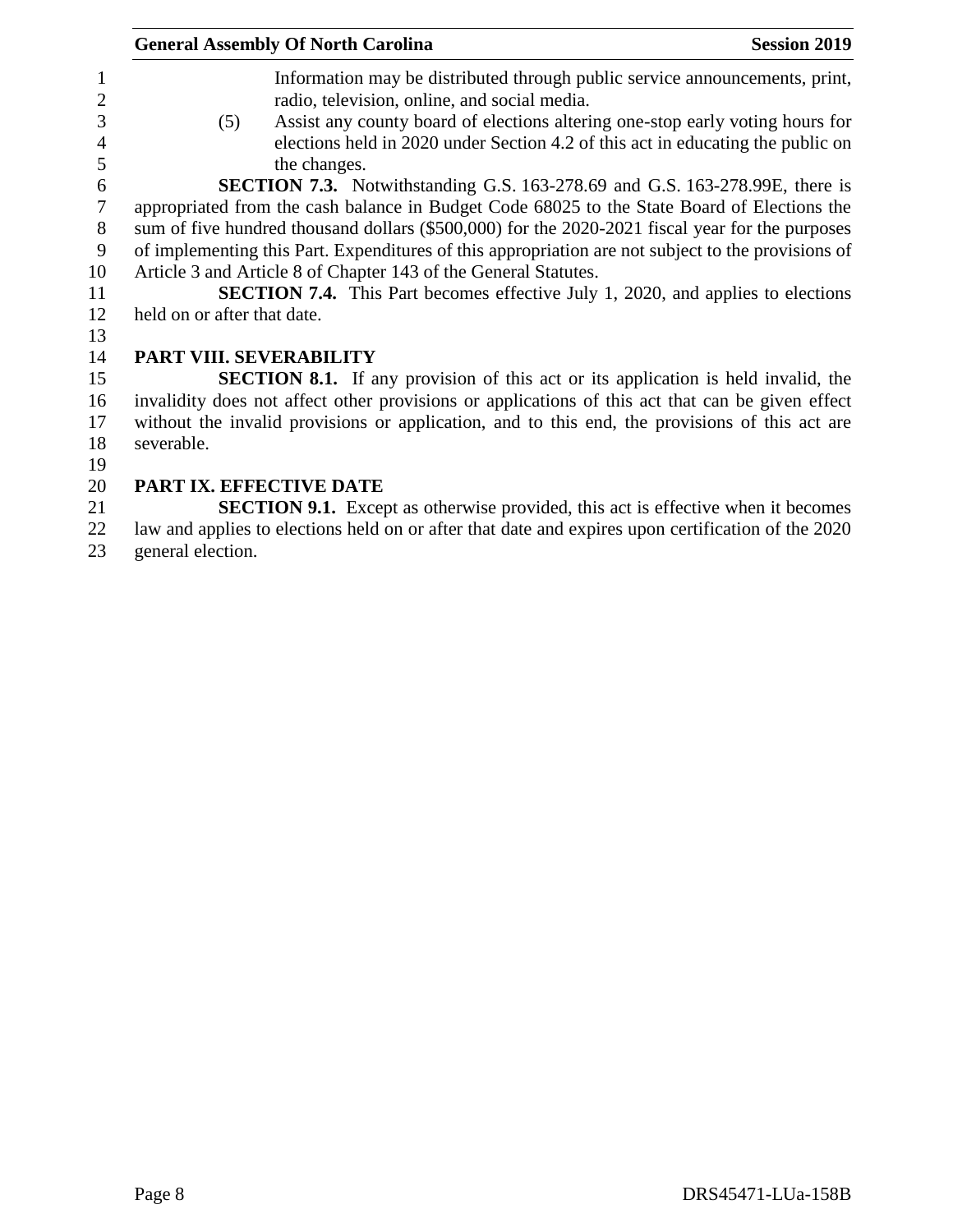Information may be distributed through public service announcements, print, radio, television, online, and social media.

(5) Assist any county board of elections altering one-stop early voting hours for elections held in 2020 under Section 4.2 of this act in educating the public on the changes.

**SECTION 7.3.** Notwithstanding G.S. 163-278.69 and G.S. 163-278.99E, there is appropriated from the cash balance in Budget Code 68025 to the State Board of Elections the sum of five hundred thousand dollars ($500,000) for the 2020-2021 fiscal year for the purposes of implementing this Part. Expenditures of this appropriation are not subject to the provisions of Article 3 and Article 8 of Chapter 143 of the General Statutes.

**SECTION 7.4.** This Part becomes effective July 1, 2020, and applies to elections held on or after that date.

**PART VIII. SEVERABILITY**

**SECTION 8.1.** If any provision of this act or its application is held invalid, the invalidity does not affect other provisions or applications of this act that can be given effect without the invalid provisions or application, and to this end, the provisions of this act are severable.

**PART IX. EFFECTIVE DATE**

**SECTION 9.1.** Except as otherwise provided, this act is effective when it becomes law and applies to elections held on or after that date and expires upon certification of the 2020 general election.